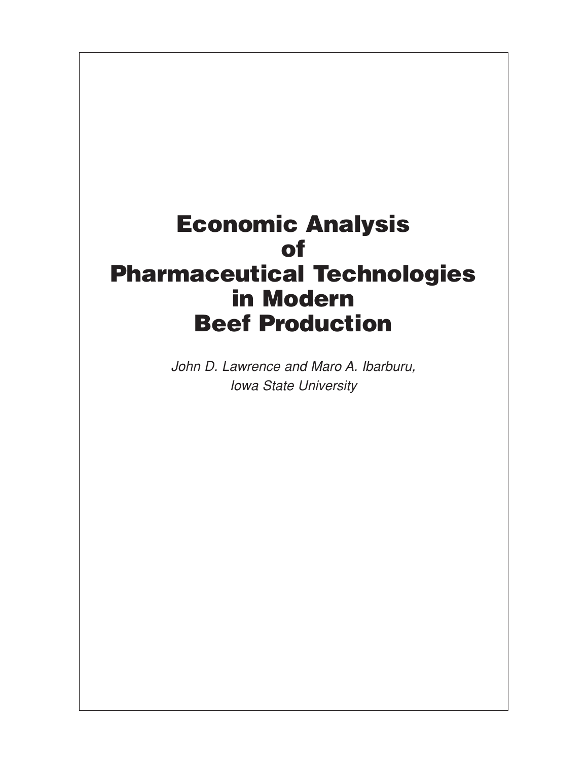# Economic Analysis of Pharmaceutical Technologies in Modern Beef Production

*John D. Lawrence and Maro A. Ibarburu,*
*Iowa State University*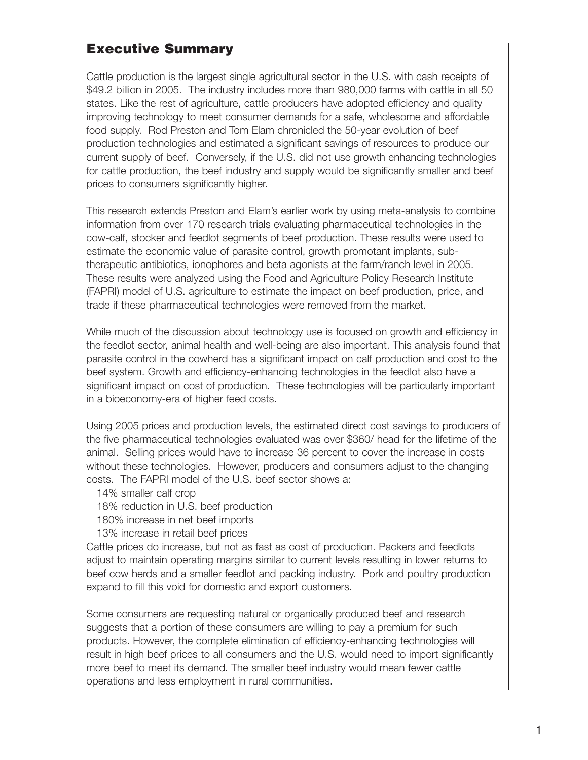## Executive Summary

Cattle production is the largest single agricultural sector in the U.S. with cash receipts of $49.2 billion in 2005. The industry includes more than 980,000 farms with cattle in all 50 states. Like the rest of agriculture, cattle producers have adopted efficiency and quality improving technology to meet consumer demands for a safe, wholesome and affordable food supply. Rod Preston and Tom Elam chronicled the 50-year evolution of beef production technologies and estimated a significant savings of resources to produce our current supply of beef. Conversely, if the U.S. did not use growth enhancing technologies for cattle production, the beef industry and supply would be significantly smaller and beef prices to consumers significantly higher.

This research extends Preston and Elam's earlier work by using meta-analysis to combine information from over 170 research trials evaluating pharmaceutical technologies in the cow-calf, stocker and feedlot segments of beef production. These results were used to estimate the economic value of parasite control, growth promotant implants, sub-therapeutic antibiotics, ionophores and beta agonists at the farm/ranch level in 2005. These results were analyzed using the Food and Agriculture Policy Research Institute (FAPRI) model of U.S. agriculture to estimate the impact on beef production, price, and trade if these pharmaceutical technologies were removed from the market.

While much of the discussion about technology use is focused on growth and efficiency in the feedlot sector, animal health and well-being are also important. This analysis found that parasite control in the cowherd has a significant impact on calf production and cost to the beef system. Growth and efficiency-enhancing technologies in the feedlot also have a significant impact on cost of production. These technologies will be particularly important in a bioeconomy-era of higher feed costs.

Using 2005 prices and production levels, the estimated direct cost savings to producers of the five pharmaceutical technologies evaluated was over $360/ head for the lifetime of the animal. Selling prices would have to increase 36 percent to cover the increase in costs without these technologies. However, producers and consumers adjust to the changing costs. The FAPRI model of the U.S. beef sector shows a:

- 14% smaller calf crop
- 18% reduction in U.S. beef production
- 180% increase in net beef imports
- 13% increase in retail beef prices

Cattle prices do increase, but not as fast as cost of production. Packers and feedlots adjust to maintain operating margins similar to current levels resulting in lower returns to beef cow herds and a smaller feedlot and packing industry. Pork and poultry production expand to fill this void for domestic and export customers.

Some consumers are requesting natural or organically produced beef and research suggests that a portion of these consumers are willing to pay a premium for such products. However, the complete elimination of efficiency-enhancing technologies will result in high beef prices to all consumers and the U.S. would need to import significantly more beef to meet its demand. The smaller beef industry would mean fewer cattle operations and less employment in rural communities.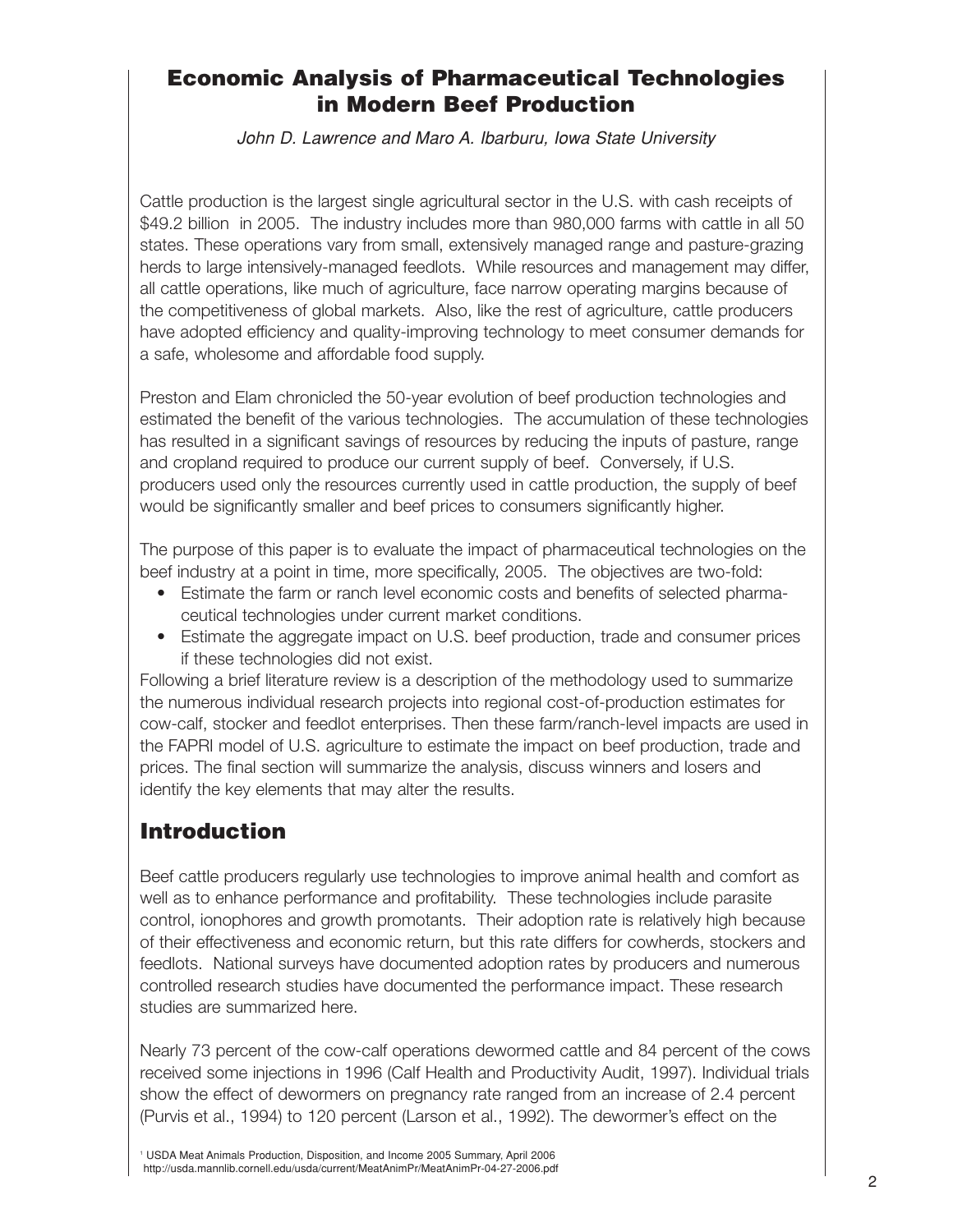# Economic Analysis of Pharmaceutical Technologies in Modern Beef Production

*John D. Lawrence and Maro A. Ibarburu, Iowa State University*

Cattle production is the largest single agricultural sector in the U.S. with cash receipts of \$49.2 billion in 2005. The industry includes more than 980,000 farms with cattle in all 50 states. These operations vary from small, extensively managed range and pasture-grazing herds to large intensively-managed feedlots. While resources and management may differ, all cattle operations, like much of agriculture, face narrow operating margins because of the competitiveness of global markets. Also, like the rest of agriculture, cattle producers have adopted efficiency and quality-improving technology to meet consumer demands for a safe, wholesome and affordable food supply.

Preston and Elam chronicled the 50-year evolution of beef production technologies and estimated the benefit of the various technologies. The accumulation of these technologies has resulted in a significant savings of resources by reducing the inputs of pasture, range and cropland required to produce our current supply of beef. Conversely, if U.S. producers used only the resources currently used in cattle production, the supply of beef would be significantly smaller and beef prices to consumers significantly higher.

The purpose of this paper is to evaluate the impact of pharmaceutical technologies on the beef industry at a point in time, more specifically, 2005. The objectives are two-fold:

- Estimate the farm or ranch level economic costs and benefits of selected pharmaceutical technologies under current market conditions.
- Estimate the aggregate impact on U.S. beef production, trade and consumer prices if these technologies did not exist.

Following a brief literature review is a description of the methodology used to summarize the numerous individual research projects into regional cost-of-production estimates for cow-calf, stocker and feedlot enterprises. Then these farm/ranch-level impacts are used in the FAPRI model of U.S. agriculture to estimate the impact on beef production, trade and prices. The final section will summarize the analysis, discuss winners and losers and identify the key elements that may alter the results.

## Introduction

Beef cattle producers regularly use technologies to improve animal health and comfort as well as to enhance performance and profitability. These technologies include parasite control, ionophores and growth promotants. Their adoption rate is relatively high because of their effectiveness and economic return, but this rate differs for cowherds, stockers and feedlots. National surveys have documented adoption rates by producers and numerous controlled research studies have documented the performance impact. These research studies are summarized here.

Nearly 73 percent of the cow-calf operations dewormed cattle and 84 percent of the cows received some injections in 1996 (Calf Health and Productivity Audit, 1997). Individual trials show the effect of dewormers on pregnancy rate ranged from an increase of 2.4 percent (Purvis et al., 1994) to 120 percent (Larson et al., 1992). The dewormer's effect on the

[1] USDA Meat Animals Production, Disposition, and Income 2005 Summary, April 2006 http://usda.mannlib.cornell.edu/usda/current/MeatAnimPr/MeatAnimPr-04-27-2006.pdf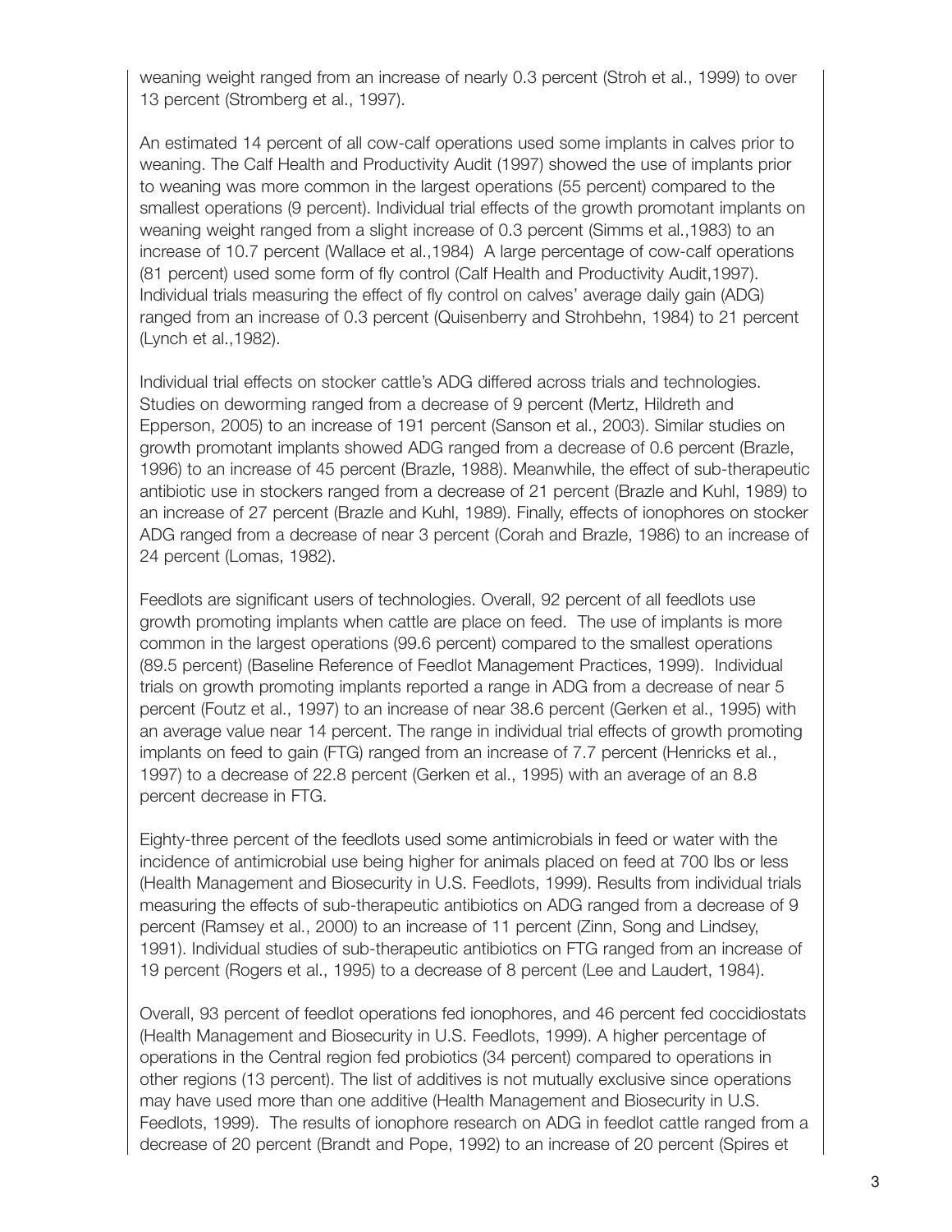weaning weight ranged from an increase of nearly 0.3 percent (Stroh et al., 1999) to over 13 percent (Stromberg et al., 1997).

An estimated 14 percent of all cow-calf operations used some implants in calves prior to weaning. The Calf Health and Productivity Audit (1997) showed the use of implants prior to weaning was more common in the largest operations (55 percent) compared to the smallest operations (9 percent). Individual trial effects of the growth promotant implants on weaning weight ranged from a slight increase of 0.3 percent (Simms et al.,1983) to an increase of 10.7 percent (Wallace et al.,1984) A large percentage of cow-calf operations (81 percent) used some form of fly control (Calf Health and Productivity Audit,1997). Individual trials measuring the effect of fly control on calves' average daily gain (ADG) ranged from an increase of 0.3 percent (Quisenberry and Strohbehn, 1984) to 21 percent (Lynch et al.,1982).

Individual trial effects on stocker cattle's ADG differed across trials and technologies. Studies on deworming ranged from a decrease of 9 percent (Mertz, Hildreth and Epperson, 2005) to an increase of 191 percent (Sanson et al., 2003). Similar studies on growth promotant implants showed ADG ranged from a decrease of 0.6 percent (Brazle, 1996) to an increase of 45 percent (Brazle, 1988). Meanwhile, the effect of sub-therapeutic antibiotic use in stockers ranged from a decrease of 21 percent (Brazle and Kuhl, 1989) to an increase of 27 percent (Brazle and Kuhl, 1989). Finally, effects of ionophores on stocker ADG ranged from a decrease of near 3 percent (Corah and Brazle, 1986) to an increase of 24 percent (Lomas, 1982).

Feedlots are significant users of technologies. Overall, 92 percent of all feedlots use growth promoting implants when cattle are place on feed. The use of implants is more common in the largest operations (99.6 percent) compared to the smallest operations (89.5 percent) (Baseline Reference of Feedlot Management Practices, 1999). Individual trials on growth promoting implants reported a range in ADG from a decrease of near 5 percent (Foutz et al., 1997) to an increase of near 38.6 percent (Gerken et al., 1995) with an average value near 14 percent. The range in individual trial effects of growth promoting implants on feed to gain (FTG) ranged from an increase of 7.7 percent (Henricks et al., 1997) to a decrease of 22.8 percent (Gerken et al., 1995) with an average of an 8.8 percent decrease in FTG.

Eighty-three percent of the feedlots used some antimicrobials in feed or water with the incidence of antimicrobial use being higher for animals placed on feed at 700 lbs or less (Health Management and Biosecurity in U.S. Feedlots, 1999). Results from individual trials measuring the effects of sub-therapeutic antibiotics on ADG ranged from a decrease of 9 percent (Ramsey et al., 2000) to an increase of 11 percent (Zinn, Song and Lindsey, 1991). Individual studies of sub-therapeutic antibiotics on FTG ranged from an increase of 19 percent (Rogers et al., 1995) to a decrease of 8 percent (Lee and Laudert, 1984).

Overall, 93 percent of feedlot operations fed ionophores, and 46 percent fed coccidiostats (Health Management and Biosecurity in U.S. Feedlots, 1999). A higher percentage of operations in the Central region fed probiotics (34 percent) compared to operations in other regions (13 percent). The list of additives is not mutually exclusive since operations may have used more than one additive (Health Management and Biosecurity in U.S. Feedlots, 1999). The results of ionophore research on ADG in feedlot cattle ranged from a decrease of 20 percent (Brandt and Pope, 1992) to an increase of 20 percent (Spires et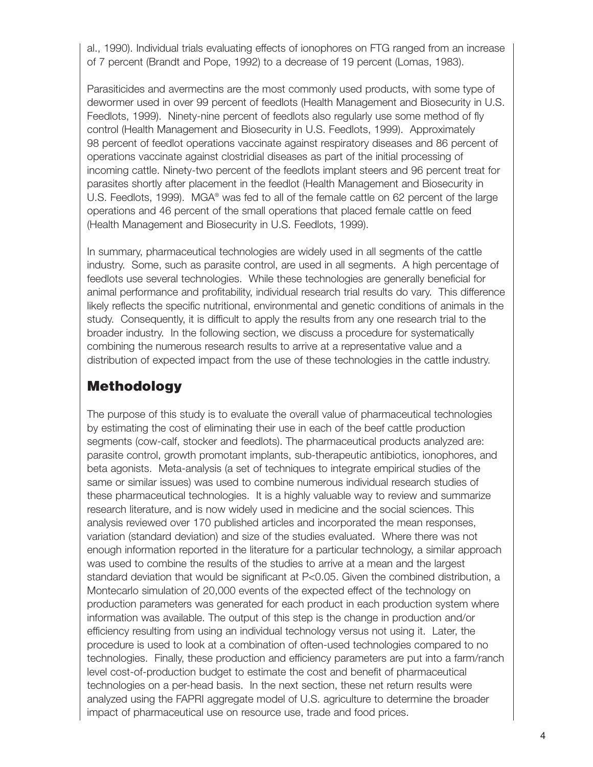al., 1990). Individual trials evaluating effects of ionophores on FTG ranged from an increase of 7 percent (Brandt and Pope, 1992) to a decrease of 19 percent (Lomas, 1983).

Parasiticides and avermectins are the most commonly used products, with some type of dewormer used in over 99 percent of feedlots (Health Management and Biosecurity in U.S. Feedlots, 1999). Ninety-nine percent of feedlots also regularly use some method of fly control (Health Management and Biosecurity in U.S. Feedlots, 1999). Approximately 98 percent of feedlot operations vaccinate against respiratory diseases and 86 percent of operations vaccinate against clostridial diseases as part of the initial processing of incoming cattle. Ninety-two percent of the feedlots implant steers and 96 percent treat for parasites shortly after placement in the feedlot (Health Management and Biosecurity in U.S. Feedlots, 1999). MGA® was fed to all of the female cattle on 62 percent of the large operations and 46 percent of the small operations that placed female cattle on feed (Health Management and Biosecurity in U.S. Feedlots, 1999).

In summary, pharmaceutical technologies are widely used in all segments of the cattle industry. Some, such as parasite control, are used in all segments. A high percentage of feedlots use several technologies. While these technologies are generally beneficial for animal performance and profitability, individual research trial results do vary. This difference likely reflects the specific nutritional, environmental and genetic conditions of animals in the study. Consequently, it is difficult to apply the results from any one research trial to the broader industry. In the following section, we discuss a procedure for systematically combining the numerous research results to arrive at a representative value and a distribution of expected impact from the use of these technologies in the cattle industry.

## Methodology

The purpose of this study is to evaluate the overall value of pharmaceutical technologies by estimating the cost of eliminating their use in each of the beef cattle production segments (cow-calf, stocker and feedlots). The pharmaceutical products analyzed are: parasite control, growth promotant implants, sub-therapeutic antibiotics, ionophores, and beta agonists. Meta-analysis (a set of techniques to integrate empirical studies of the same or similar issues) was used to combine numerous individual research studies of these pharmaceutical technologies. It is a highly valuable way to review and summarize research literature, and is now widely used in medicine and the social sciences. This analysis reviewed over 170 published articles and incorporated the mean responses, variation (standard deviation) and size of the studies evaluated. Where there was not enough information reported in the literature for a particular technology, a similar approach was used to combine the results of the studies to arrive at a mean and the largest standard deviation that would be significant at $P<0.05$. Given the combined distribution, a Montecarlo simulation of 20,000 events of the expected effect of the technology on production parameters was generated for each product in each production system where information was available. The output of this step is the change in production and/or efficiency resulting from using an individual technology versus not using it. Later, the procedure is used to look at a combination of often-used technologies compared to no technologies. Finally, these production and efficiency parameters are put into a farm/ranch level cost-of-production budget to estimate the cost and benefit of pharmaceutical technologies on a per-head basis. In the next section, these net return results were analyzed using the FAPRI aggregate model of U.S. agriculture to determine the broader impact of pharmaceutical use on resource use, trade and food prices.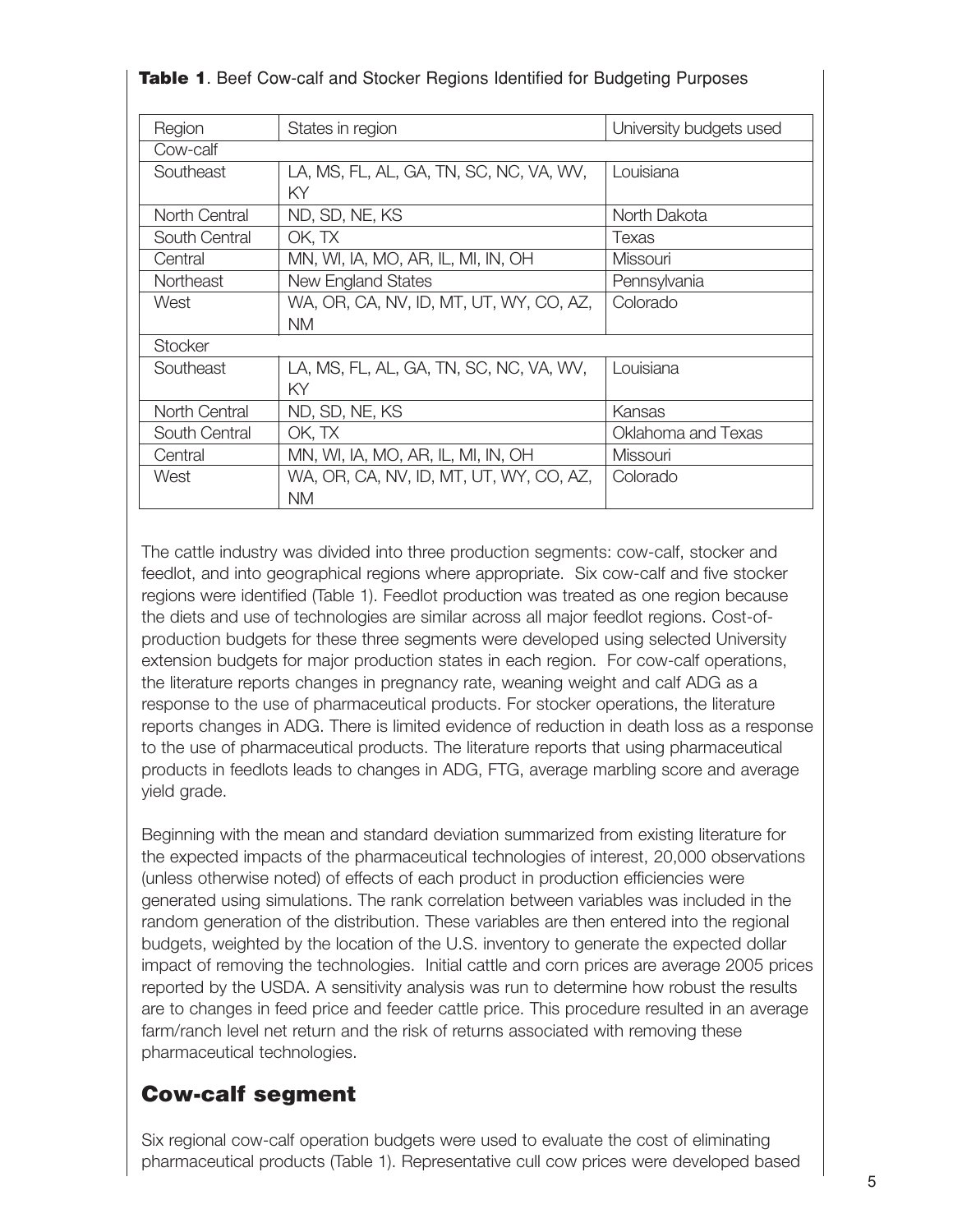**Table 1**. Beef Cow-calf and Stocker Regions Identified for Budgeting Purposes

| Region | States in region | University budgets used |
|---|---|---|
| Cow-calf | | |
| Southeast | LA, MS, FL, AL, GA, TN, SC, NC, VA, WV, KY | Louisiana |
| North Central | ND, SD, NE, KS | North Dakota |
| South Central | OK, TX | Texas |
| Central | MN, WI, IA, MO, AR, IL, MI, IN, OH | Missouri |
| Northeast | New England States | Pennsylvania |
| West | WA, OR, CA, NV, ID, MT, UT, WY, CO, AZ, NM | Colorado |
| Stocker | | |
| Southeast | LA, MS, FL, AL, GA, TN, SC, NC, VA, WV, KY | Louisiana |
| North Central | ND, SD, NE, KS | Kansas |
| South Central | OK, TX | Oklahoma and Texas |
| Central | MN, WI, IA, MO, AR, IL, MI, IN, OH | Missouri |
| West | WA, OR, CA, NV, ID, MT, UT, WY, CO, AZ, NM | Colorado |

The cattle industry was divided into three production segments: cow-calf, stocker and feedlot, and into geographical regions where appropriate. Six cow-calf and five stocker regions were identified (Table 1). Feedlot production was treated as one region because the diets and use of technologies are similar across all major feedlot regions. Cost-of-production budgets for these three segments were developed using selected University extension budgets for major production states in each region. For cow-calf operations, the literature reports changes in pregnancy rate, weaning weight and calf ADG as a response to the use of pharmaceutical products. For stocker operations, the literature reports changes in ADG. There is limited evidence of reduction in death loss as a response to the use of pharmaceutical products. The literature reports that using pharmaceutical products in feedlots leads to changes in ADG, FTG, average marbling score and average yield grade.

Beginning with the mean and standard deviation summarized from existing literature for the expected impacts of the pharmaceutical technologies of interest, 20,000 observations (unless otherwise noted) of effects of each product in production efficiencies were generated using simulations. The rank correlation between variables was included in the random generation of the distribution. These variables are then entered into the regional budgets, weighted by the location of the U.S. inventory to generate the expected dollar impact of removing the technologies. Initial cattle and corn prices are average 2005 prices reported by the USDA. A sensitivity analysis was run to determine how robust the results are to changes in feed price and feeder cattle price. This procedure resulted in an average farm/ranch level net return and the risk of returns associated with removing these pharmaceutical technologies.

## Cow-calf segment

Six regional cow-calf operation budgets were used to evaluate the cost of eliminating pharmaceutical products (Table 1). Representative cull cow prices were developed based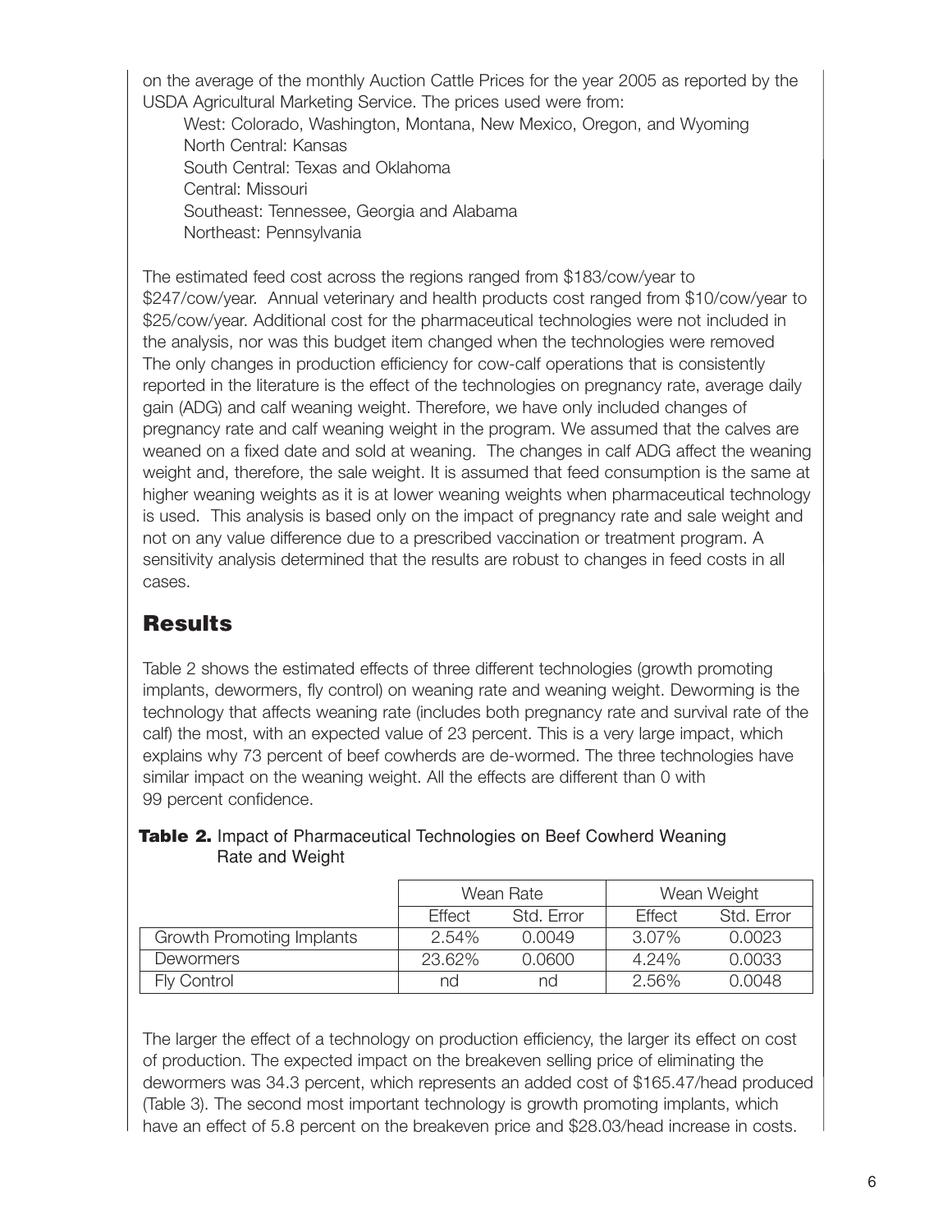on the average of the monthly Auction Cattle Prices for the year 2005 as reported by the USDA Agricultural Marketing Service. The prices used were from:

West: Colorado, Washington, Montana, New Mexico, Oregon, and Wyoming
North Central: Kansas
South Central: Texas and Oklahoma
Central: Missouri
Southeast: Tennessee, Georgia and Alabama
Northeast: Pennsylvania

The estimated feed cost across the regions ranged from $183/cow/year to $247/cow/year. Annual veterinary and health products cost ranged from $10/cow/year to $25/cow/year. Additional cost for the pharmaceutical technologies were not included in the analysis, nor was this budget item changed when the technologies were removed The only changes in production efficiency for cow-calf operations that is consistently reported in the literature is the effect of the technologies on pregnancy rate, average daily gain (ADG) and calf weaning weight. Therefore, we have only included changes of pregnancy rate and calf weaning weight in the program. We assumed that the calves are weaned on a fixed date and sold at weaning. The changes in calf ADG affect the weaning weight and, therefore, the sale weight. It is assumed that feed consumption is the same at higher weaning weights as it is at lower weaning weights when pharmaceutical technology is used. This analysis is based only on the impact of pregnancy rate and sale weight and not on any value difference due to a prescribed vaccination or treatment program. A sensitivity analysis determined that the results are robust to changes in feed costs in all cases.

## Results

Table 2 shows the estimated effects of three different technologies (growth promoting implants, dewormers, fly control) on weaning rate and weaning weight. Deworming is the technology that affects weaning rate (includes both pregnancy rate and survival rate of the calf) the most, with an expected value of 23 percent. This is a very large impact, which explains why 73 percent of beef cowherds are de-wormed. The three technologies have similar impact on the weaning weight. All the effects are different than 0 with 99 percent confidence.

**Table 2.** Impact of Pharmaceutical Technologies on Beef Cowherd Weaning Rate and Weight

| | Wean Rate | | Wean Weight | |
|---|---|---|---|---|
| | Effect | Std. Error | Effect | Std. Error |
| Growth Promoting Implants | 2.54% | 0.0049 | 3.07% | 0.0023 |
| Dewormers | 23.62% | 0.0600 | 4.24% | 0.0033 |
| Fly Control | nd | nd | 2.56% | 0.0048 |

The larger the effect of a technology on production efficiency, the larger its effect on cost of production. The expected impact on the breakeven selling price of eliminating the dewormers was 34.3 percent, which represents an added cost of $165.47/head produced (Table 3). The second most important technology is growth promoting implants, which have an effect of 5.8 percent on the breakeven price and $28.03/head increase in costs.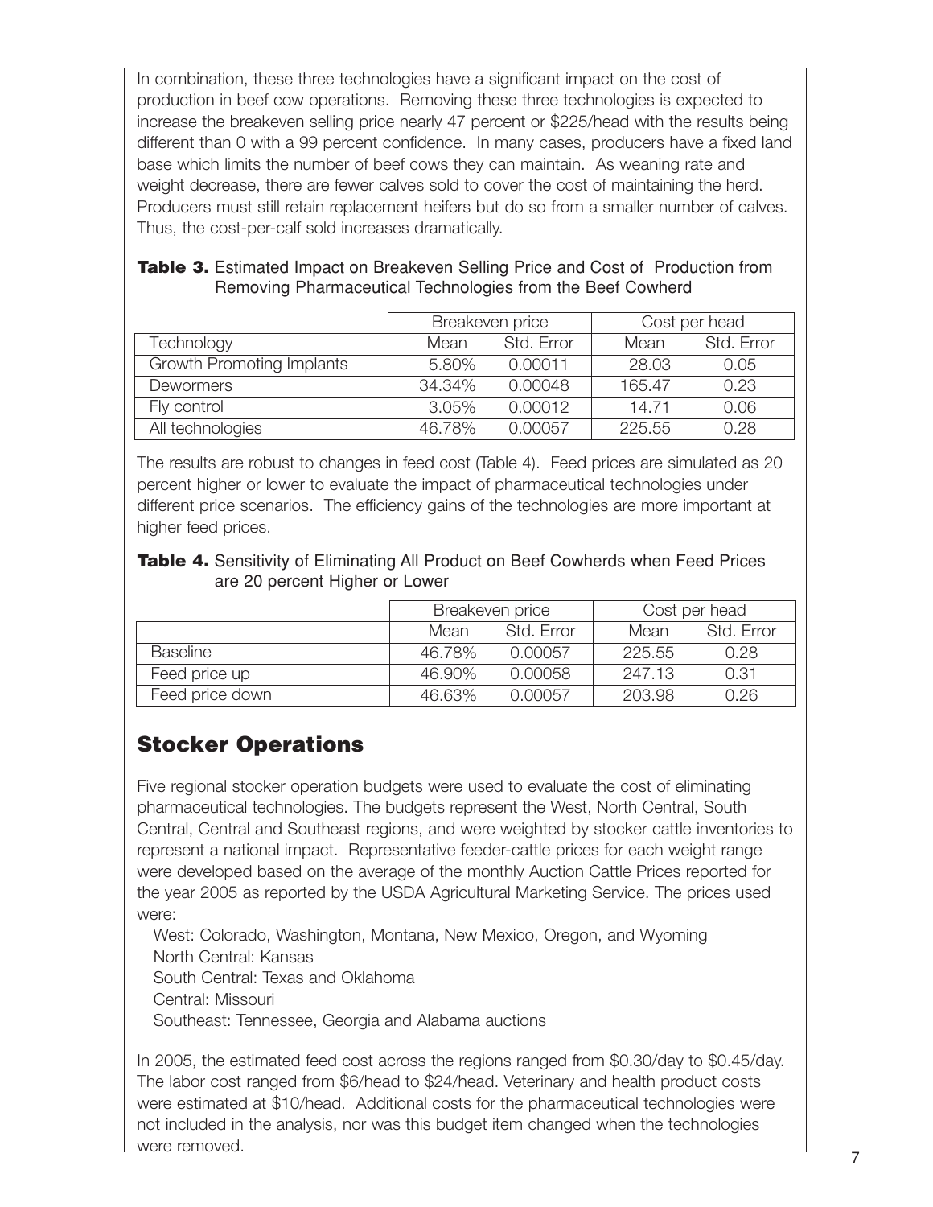In combination, these three technologies have a significant impact on the cost of production in beef cow operations. Removing these three technologies is expected to increase the breakeven selling price nearly 47 percent or $225/head with the results being different than 0 with a 99 percent confidence. In many cases, producers have a fixed land base which limits the number of beef cows they can maintain. As weaning rate and weight decrease, there are fewer calves sold to cover the cost of maintaining the herd. Producers must still retain replacement heifers but do so from a smaller number of calves. Thus, the cost-per-calf sold increases dramatically.

**Table 3.** Estimated Impact on Breakeven Selling Price and Cost of Production from Removing Pharmaceutical Technologies from the Beef Cowherd

| | Breakeven price | | Cost per head | |
|---|---|---|---|---|
| Technology | Mean | Std. Error | Mean | Std. Error |
| Growth Promoting Implants | 5.80% | 0.00011 | 28.03 | 0.05 |
| Dewormers | 34.34% | 0.00048 | 165.47 | 0.23 |
| Fly control | 3.05% | 0.00012 | 14.71 | 0.06 |
| All technologies | 46.78% | 0.00057 | 225.55 | 0.28 |

The results are robust to changes in feed cost (Table 4). Feed prices are simulated as 20 percent higher or lower to evaluate the impact of pharmaceutical technologies under different price scenarios. The efficiency gains of the technologies are more important at higher feed prices.

**Table 4.** Sensitivity of Eliminating All Product on Beef Cowherds when Feed Prices are 20 percent Higher or Lower

| | Breakeven price | | Cost per head | |
|---|---|---|---|---|
| | Mean | Std. Error | Mean | Std. Error |
| Baseline | 46.78% | 0.00057 | 225.55 | 0.28 |
| Feed price up | 46.90% | 0.00058 | 247.13 | 0.31 |
| Feed price down | 46.63% | 0.00057 | 203.98 | 0.26 |

## Stocker Operations

Five regional stocker operation budgets were used to evaluate the cost of eliminating pharmaceutical technologies. The budgets represent the West, North Central, South Central, Central and Southeast regions, and were weighted by stocker cattle inventories to represent a national impact. Representative feeder-cattle prices for each weight range were developed based on the average of the monthly Auction Cattle Prices reported for the year 2005 as reported by the USDA Agricultural Marketing Service. The prices used were:

West: Colorado, Washington, Montana, New Mexico, Oregon, and Wyoming
North Central: Kansas
South Central: Texas and Oklahoma
Central: Missouri
Southeast: Tennessee, Georgia and Alabama auctions

In 2005, the estimated feed cost across the regions ranged from $0.30/day to $0.45/day. The labor cost ranged from $6/head to $24/head. Veterinary and health product costs were estimated at $10/head. Additional costs for the pharmaceutical technologies were not included in the analysis, nor was this budget item changed when the technologies were removed.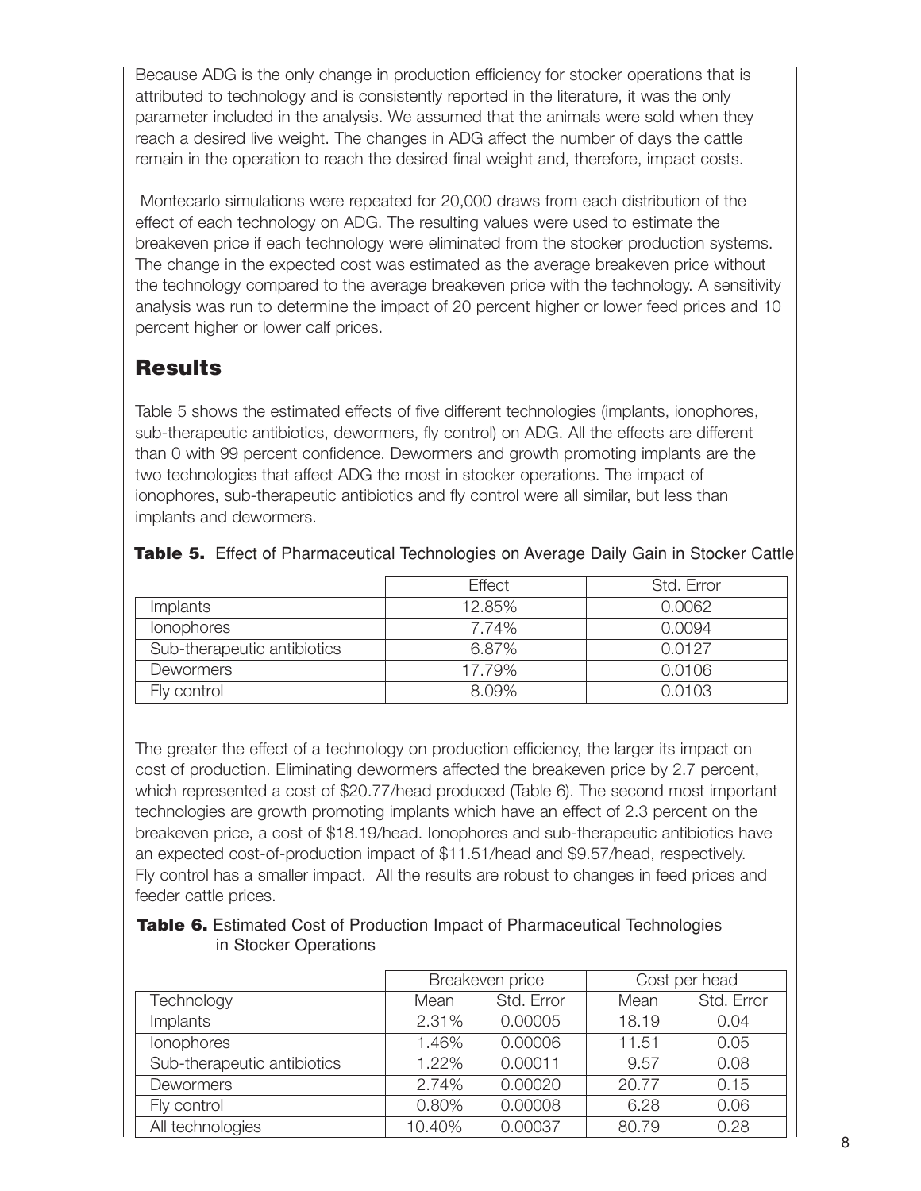Because ADG is the only change in production efficiency for stocker operations that is attributed to technology and is consistently reported in the literature, it was the only parameter included in the analysis. We assumed that the animals were sold when they reach a desired live weight. The changes in ADG affect the number of days the cattle remain in the operation to reach the desired final weight and, therefore, impact costs.

Montecarlo simulations were repeated for 20,000 draws from each distribution of the effect of each technology on ADG. The resulting values were used to estimate the breakeven price if each technology were eliminated from the stocker production systems. The change in the expected cost was estimated as the average breakeven price without the technology compared to the average breakeven price with the technology. A sensitivity analysis was run to determine the impact of 20 percent higher or lower feed prices and 10 percent higher or lower calf prices.

## Results

Table 5 shows the estimated effects of five different technologies (implants, ionophores, sub-therapeutic antibiotics, dewormers, fly control) on ADG. All the effects are different than 0 with 99 percent confidence. Dewormers and growth promoting implants are the two technologies that affect ADG the most in stocker operations. The impact of ionophores, sub-therapeutic antibiotics and fly control were all similar, but less than implants and dewormers.

**Table 5.** Effect of Pharmaceutical Technologies on Average Daily Gain in Stocker Cattle

| | Effect | Std. Error |
|---|---|---|
| Implants | 12.85% | 0.0062 |
| Ionophores | 7.74% | 0.0094 |
| Sub-therapeutic antibiotics | 6.87% | 0.0127 |
| Dewormers | 17.79% | 0.0106 |
| Fly control | 8.09% | 0.0103 |

The greater the effect of a technology on production efficiency, the larger its impact on cost of production. Eliminating dewormers affected the breakeven price by 2.7 percent, which represented a cost of $20.77/head produced (Table 6). The second most important technologies are growth promoting implants which have an effect of 2.3 percent on the breakeven price, a cost of $18.19/head. Ionophores and sub-therapeutic antibiotics have an expected cost-of-production impact of $11.51/head and $9.57/head, respectively. Fly control has a smaller impact. All the results are robust to changes in feed prices and feeder cattle prices.

**Table 6.** Estimated Cost of Production Impact of Pharmaceutical Technologies in Stocker Operations

| | Breakeven price | | Cost per head | |
|---|---|---|---|---|
| Technology | Mean | Std. Error | Mean | Std. Error |
| Implants | 2.31% | 0.00005 | 18.19 | 0.04 |
| Ionophores | 1.46% | 0.00006 | 11.51 | 0.05 |
| Sub-therapeutic antibiotics | 1.22% | 0.00011 | 9.57 | 0.08 |
| Dewormers | 2.74% | 0.00020 | 20.77 | 0.15 |
| Fly control | 0.80% | 0.00008 | 6.28 | 0.06 |
| All technologies | 10.40% | 0.00037 | 80.79 | 0.28 |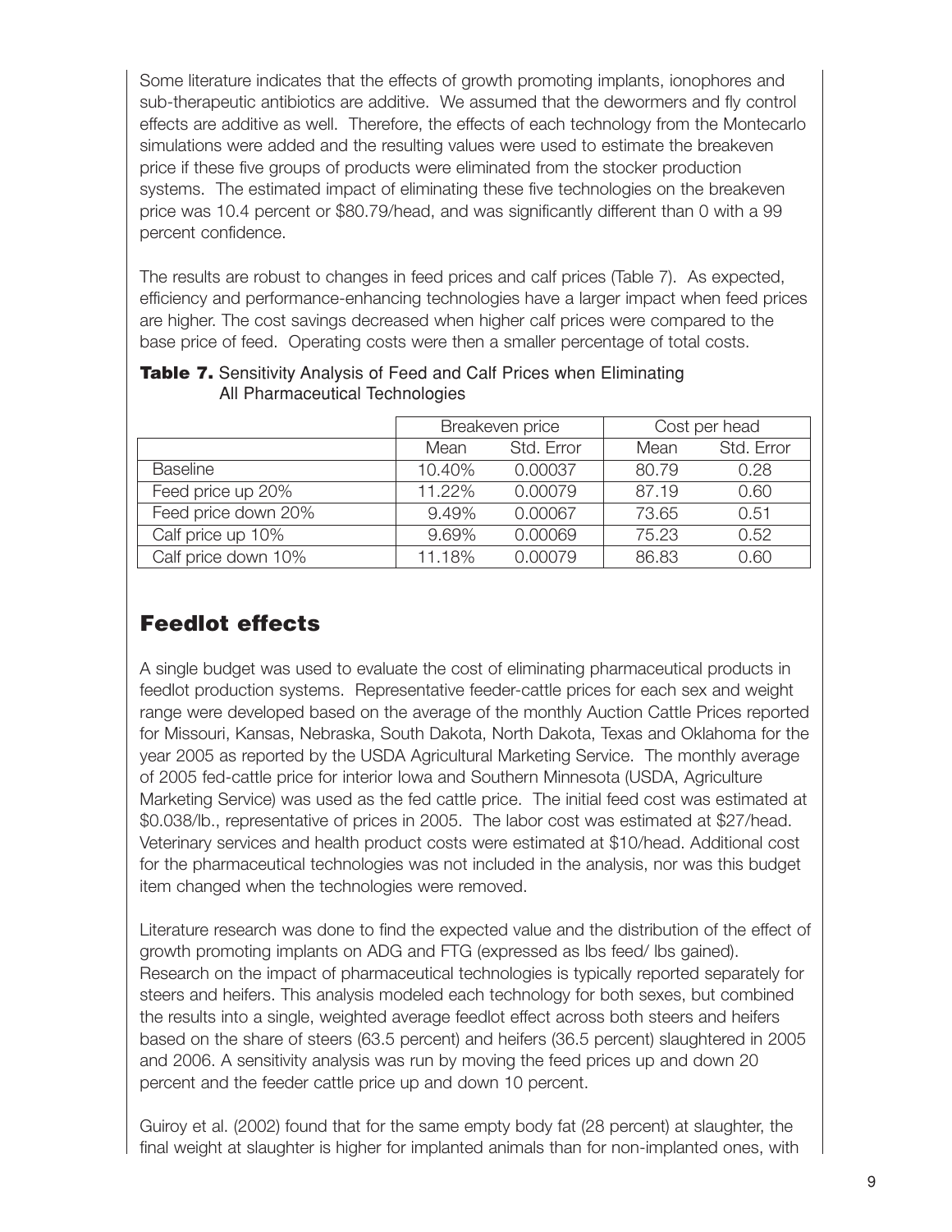Some literature indicates that the effects of growth promoting implants, ionophores and sub-therapeutic antibiotics are additive. We assumed that the dewormers and fly control effects are additive as well. Therefore, the effects of each technology from the Montecarlo simulations were added and the resulting values were used to estimate the breakeven price if these five groups of products were eliminated from the stocker production systems. The estimated impact of eliminating these five technologies on the breakeven price was 10.4 percent or \$80.79/head, and was significantly different than 0 with a 99 percent confidence.

The results are robust to changes in feed prices and calf prices (Table 7). As expected, efficiency and performance-enhancing technologies have a larger impact when feed prices are higher. The cost savings decreased when higher calf prices were compared to the base price of feed. Operating costs were then a smaller percentage of total costs.

**Table 7.** Sensitivity Analysis of Feed and Calf Prices when Eliminating All Pharmaceutical Technologies

| | Breakeven price | | Cost per head | |
|---|---|---|---|---|
| | Mean | Std. Error | Mean | Std. Error |
| Baseline | 10.40% | 0.00037 | 80.79 | 0.28 |
| Feed price up 20% | 11.22% | 0.00079 | 87.19 | 0.60 |
| Feed price down 20% | 9.49% | 0.00067 | 73.65 | 0.51 |
| Calf price up 10% | 9.69% | 0.00069 | 75.23 | 0.52 |
| Calf price down 10% | 11.18% | 0.00079 | 86.83 | 0.60 |

## Feedlot effects

A single budget was used to evaluate the cost of eliminating pharmaceutical products in feedlot production systems. Representative feeder-cattle prices for each sex and weight range were developed based on the average of the monthly Auction Cattle Prices reported for Missouri, Kansas, Nebraska, South Dakota, North Dakota, Texas and Oklahoma for the year 2005 as reported by the USDA Agricultural Marketing Service. The monthly average of 2005 fed-cattle price for interior Iowa and Southern Minnesota (USDA, Agriculture Marketing Service) was used as the fed cattle price. The initial feed cost was estimated at \$0.038/lb., representative of prices in 2005. The labor cost was estimated at \$27/head. Veterinary services and health product costs were estimated at \$10/head. Additional cost for the pharmaceutical technologies was not included in the analysis, nor was this budget item changed when the technologies were removed.

Literature research was done to find the expected value and the distribution of the effect of growth promoting implants on ADG and FTG (expressed as lbs feed/ lbs gained). Research on the impact of pharmaceutical technologies is typically reported separately for steers and heifers. This analysis modeled each technology for both sexes, but combined the results into a single, weighted average feedlot effect across both steers and heifers based on the share of steers (63.5 percent) and heifers (36.5 percent) slaughtered in 2005 and 2006. A sensitivity analysis was run by moving the feed prices up and down 20 percent and the feeder cattle price up and down 10 percent.

Guiroy et al. (2002) found that for the same empty body fat (28 percent) at slaughter, the final weight at slaughter is higher for implanted animals than for non-implanted ones, with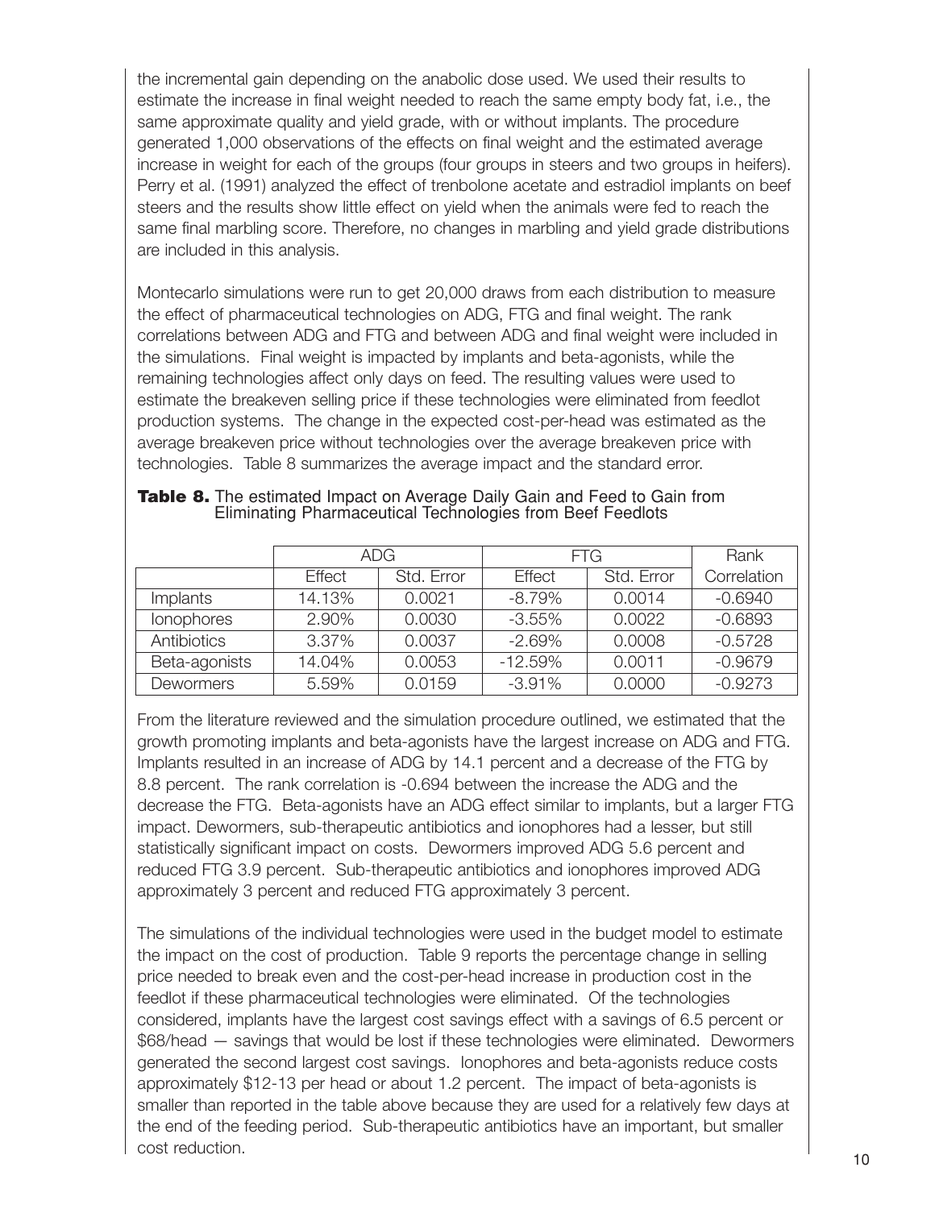the incremental gain depending on the anabolic dose used. We used their results to estimate the increase in final weight needed to reach the same empty body fat, i.e., the same approximate quality and yield grade, with or without implants. The procedure generated 1,000 observations of the effects on final weight and the estimated average increase in weight for each of the groups (four groups in steers and two groups in heifers). Perry et al. (1991) analyzed the effect of trenbolone acetate and estradiol implants on beef steers and the results show little effect on yield when the animals were fed to reach the same final marbling score. Therefore, no changes in marbling and yield grade distributions are included in this analysis.

Montecarlo simulations were run to get 20,000 draws from each distribution to measure the effect of pharmaceutical technologies on ADG, FTG and final weight. The rank correlations between ADG and FTG and between ADG and final weight were included in the simulations. Final weight is impacted by implants and beta-agonists, while the remaining technologies affect only days on feed. The resulting values were used to estimate the breakeven selling price if these technologies were eliminated from feedlot production systems. The change in the expected cost-per-head was estimated as the average breakeven price without technologies over the average breakeven price with technologies. Table 8 summarizes the average impact and the standard error.

**Table 8.** The estimated Impact on Average Daily Gain and Feed to Gain from Eliminating Pharmaceutical Technologies from Beef Feedlots

| | ADG | | FTG | | Rank |
|---|---|---|---|---|---|
| | Effect | Std. Error | Effect | Std. Error | Correlation |
| Implants | 14.13% | 0.0021 | -8.79% | 0.0014 | -0.6940 |
| Ionophores | 2.90% | 0.0030 | -3.55% | 0.0022 | -0.6893 |
| Antibiotics | 3.37% | 0.0037 | -2.69% | 0.0008 | -0.5728 |
| Beta-agonists | 14.04% | 0.0053 | -12.59% | 0.0011 | -0.9679 |
| Dewormers | 5.59% | 0.0159 | -3.91% | 0.0000 | -0.9273 |

From the literature reviewed and the simulation procedure outlined, we estimated that the growth promoting implants and beta-agonists have the largest increase on ADG and FTG. Implants resulted in an increase of ADG by 14.1 percent and a decrease of the FTG by 8.8 percent. The rank correlation is -0.694 between the increase the ADG and the decrease the FTG. Beta-agonists have an ADG effect similar to implants, but a larger FTG impact. Dewormers, sub-therapeutic antibiotics and ionophores had a lesser, but still statistically significant impact on costs. Dewormers improved ADG 5.6 percent and reduced FTG 3.9 percent. Sub-therapeutic antibiotics and ionophores improved ADG approximately 3 percent and reduced FTG approximately 3 percent.

The simulations of the individual technologies were used in the budget model to estimate the impact on the cost of production. Table 9 reports the percentage change in selling price needed to break even and the cost-per-head increase in production cost in the feedlot if these pharmaceutical technologies were eliminated. Of the technologies considered, implants have the largest cost savings effect with a savings of 6.5 percent or \$68/head — savings that would be lost if these technologies were eliminated. Dewormers generated the second largest cost savings. Ionophores and beta-agonists reduce costs approximately \$12-13 per head or about 1.2 percent. The impact of beta-agonists is smaller than reported in the table above because they are used for a relatively few days at the end of the feeding period. Sub-therapeutic antibiotics have an important, but smaller cost reduction.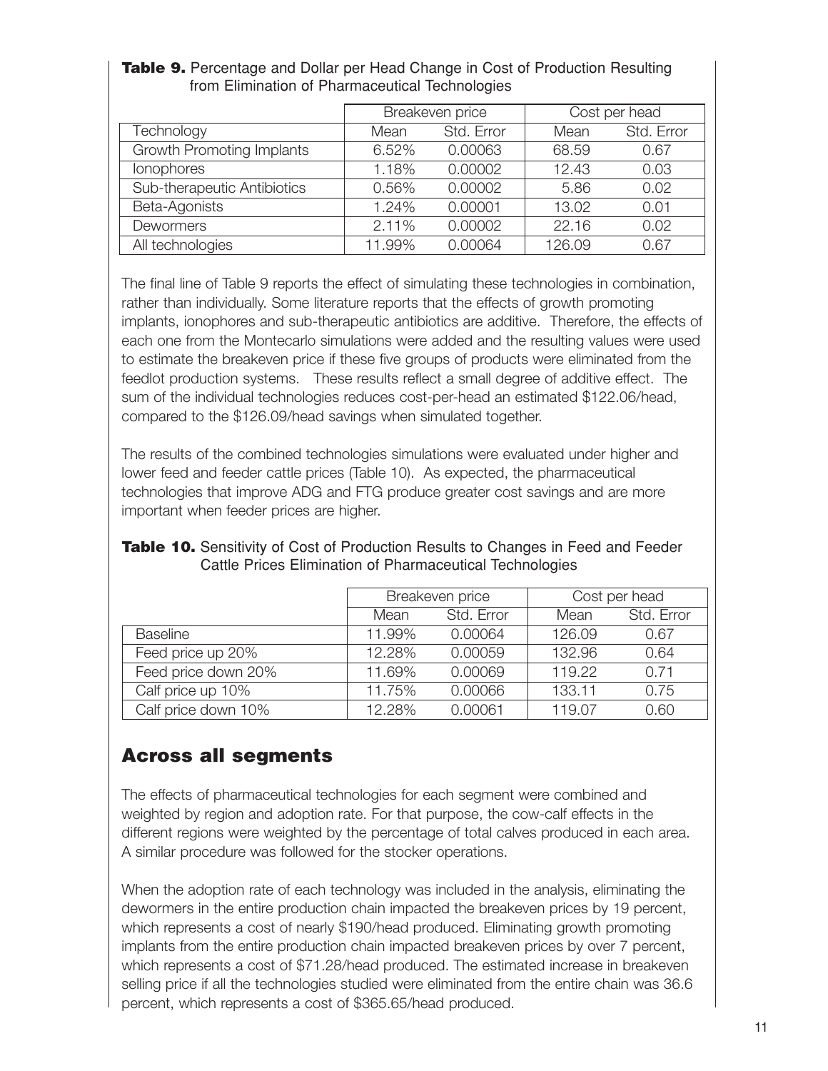**Table 9.** Percentage and Dollar per Head Change in Cost of Production Resulting from Elimination of Pharmaceutical Technologies

| | Breakeven price | | Cost per head | |
|---|---|---|---|---|
| Technology | Mean | Std. Error | Mean | Std. Error |
| Growth Promoting Implants | 6.52% | 0.00063 | 68.59 | 0.67 |
| Ionophores | 1.18% | 0.00002 | 12.43 | 0.03 |
| Sub-therapeutic Antibiotics | 0.56% | 0.00002 | 5.86 | 0.02 |
| Beta-Agonists | 1.24% | 0.00001 | 13.02 | 0.01 |
| Dewormers | 2.11% | 0.00002 | 22.16 | 0.02 |
| All technologies | 11.99% | 0.00064 | 126.09 | 0.67 |

The final line of Table 9 reports the effect of simulating these technologies in combination, rather than individually. Some literature reports that the effects of growth promoting implants, ionophores and sub-therapeutic antibiotics are additive. Therefore, the effects of each one from the Montecarlo simulations were added and the resulting values were used to estimate the breakeven price if these five groups of products were eliminated from the feedlot production systems. These results reflect a small degree of additive effect. The sum of the individual technologies reduces cost-per-head an estimated $122.06/head, compared to the $126.09/head savings when simulated together.

The results of the combined technologies simulations were evaluated under higher and lower feed and feeder cattle prices (Table 10). As expected, the pharmaceutical technologies that improve ADG and FTG produce greater cost savings and are more important when feeder prices are higher.

**Table 10.** Sensitivity of Cost of Production Results to Changes in Feed and Feeder Cattle Prices Elimination of Pharmaceutical Technologies

| | Breakeven price | | Cost per head | |
|---|---|---|---|---|
| | Mean | Std. Error | Mean | Std. Error |
| Baseline | 11.99% | 0.00064 | 126.09 | 0.67 |
| Feed price up 20% | 12.28% | 0.00059 | 132.96 | 0.64 |
| Feed price down 20% | 11.69% | 0.00069 | 119.22 | 0.71 |
| Calf price up 10% | 11.75% | 0.00066 | 133.11 | 0.75 |
| Calf price down 10% | 12.28% | 0.00061 | 119.07 | 0.60 |

## Across all segments

The effects of pharmaceutical technologies for each segment were combined and weighted by region and adoption rate. For that purpose, the cow-calf effects in the different regions were weighted by the percentage of total calves produced in each area. A similar procedure was followed for the stocker operations.

When the adoption rate of each technology was included in the analysis, eliminating the dewormers in the entire production chain impacted the breakeven prices by 19 percent, which represents a cost of nearly $190/head produced. Eliminating growth promoting implants from the entire production chain impacted breakeven prices by over 7 percent, which represents a cost of $71.28/head produced. The estimated increase in breakeven selling price if all the technologies studied were eliminated from the entire chain was 36.6 percent, which represents a cost of $365.65/head produced.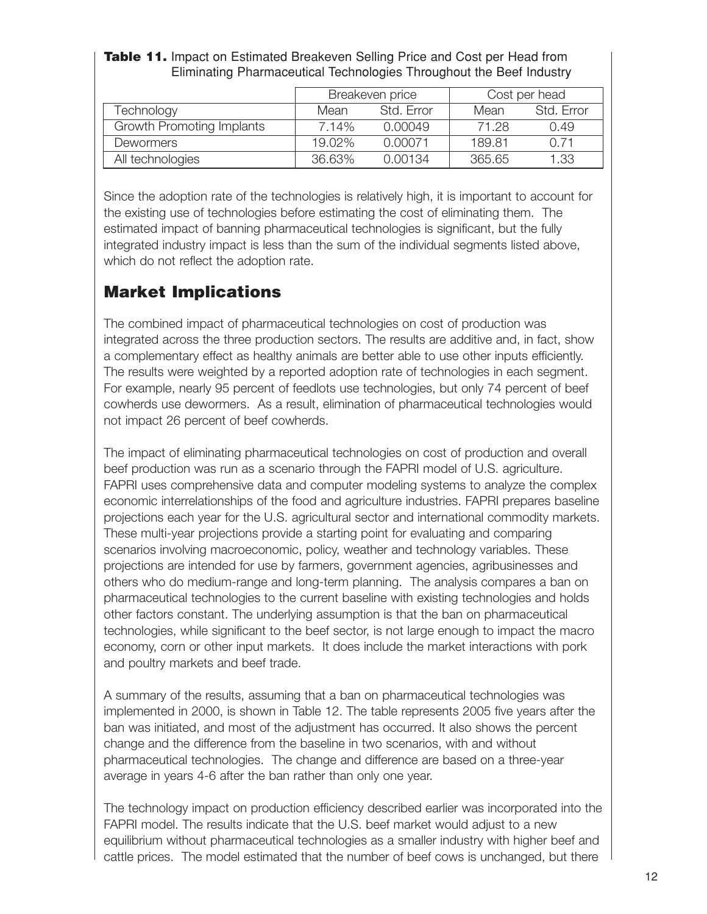**Table 11.** Impact on Estimated Breakeven Selling Price and Cost per Head from Eliminating Pharmaceutical Technologies Throughout the Beef Industry

| | Breakeven price | | Cost per head | |
|---|---|---|---|---|
| Technology | Mean | Std. Error | Mean | Std. Error |
| Growth Promoting Implants | 7.14% | 0.00049 | 71.28 | 0.49 |
| Dewormers | 19.02% | 0.00071 | 189.81 | 0.71 |
| All technologies | 36.63% | 0.00134 | 365.65 | 1.33 |

Since the adoption rate of the technologies is relatively high, it is important to account for the existing use of technologies before estimating the cost of eliminating them. The estimated impact of banning pharmaceutical technologies is significant, but the fully integrated industry impact is less than the sum of the individual segments listed above, which do not reflect the adoption rate.

## Market Implications

The combined impact of pharmaceutical technologies on cost of production was integrated across the three production sectors. The results are additive and, in fact, show a complementary effect as healthy animals are better able to use other inputs efficiently. The results were weighted by a reported adoption rate of technologies in each segment. For example, nearly 95 percent of feedlots use technologies, but only 74 percent of beef cowherds use dewormers. As a result, elimination of pharmaceutical technologies would not impact 26 percent of beef cowherds.

The impact of eliminating pharmaceutical technologies on cost of production and overall beef production was run as a scenario through the FAPRI model of U.S. agriculture. FAPRI uses comprehensive data and computer modeling systems to analyze the complex economic interrelationships of the food and agriculture industries. FAPRI prepares baseline projections each year for the U.S. agricultural sector and international commodity markets. These multi-year projections provide a starting point for evaluating and comparing scenarios involving macroeconomic, policy, weather and technology variables. These projections are intended for use by farmers, government agencies, agribusinesses and others who do medium-range and long-term planning. The analysis compares a ban on pharmaceutical technologies to the current baseline with existing technologies and holds other factors constant. The underlying assumption is that the ban on pharmaceutical technologies, while significant to the beef sector, is not large enough to impact the macro economy, corn or other input markets. It does include the market interactions with pork and poultry markets and beef trade.

A summary of the results, assuming that a ban on pharmaceutical technologies was implemented in 2000, is shown in Table 12. The table represents 2005 five years after the ban was initiated, and most of the adjustment has occurred. It also shows the percent change and the difference from the baseline in two scenarios, with and without pharmaceutical technologies. The change and difference are based on a three-year average in years 4-6 after the ban rather than only one year.

The technology impact on production efficiency described earlier was incorporated into the FAPRI model. The results indicate that the U.S. beef market would adjust to a new equilibrium without pharmaceutical technologies as a smaller industry with higher beef and cattle prices. The model estimated that the number of beef cows is unchanged, but there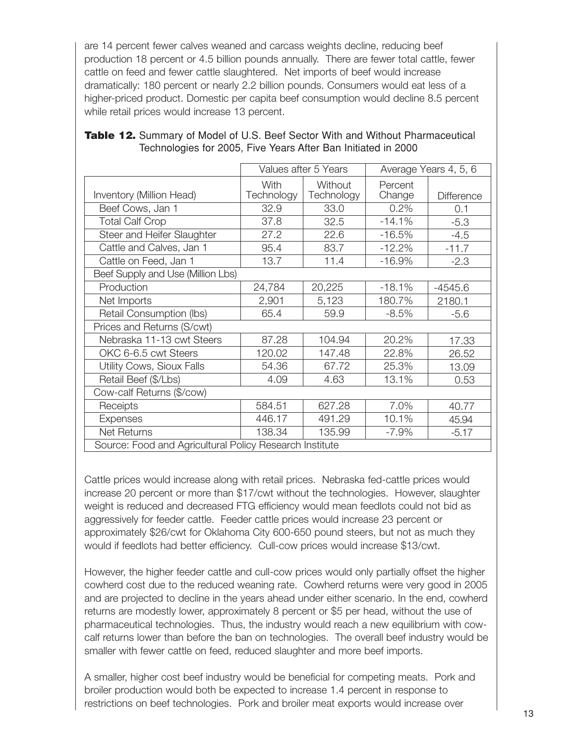are 14 percent fewer calves weaned and carcass weights decline, reducing beef production 18 percent or 4.5 billion pounds annually. There are fewer total cattle, fewer cattle on feed and fewer cattle slaughtered. Net imports of beef would increase dramatically: 180 percent or nearly 2.2 billion pounds. Consumers would eat less of a higher-priced product. Domestic per capita beef consumption would decline 8.5 percent while retail prices would increase 13 percent.

**Table 12.** Summary of Model of U.S. Beef Sector With and Without Pharmaceutical Technologies for 2005, Five Years After Ban Initiated in 2000

| | Values after 5 Years | | Average Years 4, 5, 6 | |
|---|---|---|---|---|
| Inventory (Million Head) | With Technology | Without Technology | Percent Change | Difference |
| Beef Cows, Jan 1 | 32.9 | 33.0 | 0.2% | 0.1 |
| Total Calf Crop | 37.8 | 32.5 | -14.1% | -5.3 |
| Steer and Heifer Slaughter | 27.2 | 22.6 | -16.5% | -4.5 |
| Cattle and Calves, Jan 1 | 95.4 | 83.7 | -12.2% | -11.7 |
| Cattle on Feed, Jan 1 | 13.7 | 11.4 | -16.9% | -2.3 |
| Beef Supply and Use (Million Lbs) | | | | |
| Production | 24,784 | 20,225 | -18.1% | -4545.6 |
| Net Imports | 2,901 | 5,123 | 180.7% | 2180.1 |
| Retail Consumption (lbs) | 65.4 | 59.9 | -8.5% | -5.6 |
| Prices and Returns (S/cwt) | | | | |
| Nebraska 11-13 cwt Steers | 87.28 | 104.94 | 20.2% | 17.33 |
| OKC 6-6.5 cwt Steers | 120.02 | 147.48 | 22.8% | 26.52 |
| Utility Cows, Sioux Falls | 54.36 | 67.72 | 25.3% | 13.09 |
| Retail Beef ($/Lbs) | 4.09 | 4.63 | 13.1% | 0.53 |
| Cow-calf Returns ($/cow) | | | | |
| Receipts | 584.51 | 627.28 | 7.0% | 40.77 |
| Expenses | 446.17 | 491.29 | 10.1% | 45.94 |
| Net Returns | 138.34 | 135.99 | -7.9% | -5.17 |
| Source: Food and Agricultural Policy Research Institute | | | | |

Cattle prices would increase along with retail prices. Nebraska fed-cattle prices would increase 20 percent or more than $17/cwt without the technologies. However, slaughter weight is reduced and decreased FTG efficiency would mean feedlots could not bid as aggressively for feeder cattle. Feeder cattle prices would increase 23 percent or approximately $26/cwt for Oklahoma City 600-650 pound steers, but not as much they would if feedlots had better efficiency. Cull-cow prices would increase $13/cwt.

However, the higher feeder cattle and cull-cow prices would only partially offset the higher cowherd cost due to the reduced weaning rate. Cowherd returns were very good in 2005 and are projected to decline in the years ahead under either scenario. In the end, cowherd returns are modestly lower, approximately 8 percent or $5 per head, without the use of pharmaceutical technologies. Thus, the industry would reach a new equilibrium with cow-calf returns lower than before the ban on technologies. The overall beef industry would be smaller with fewer cattle on feed, reduced slaughter and more beef imports.

A smaller, higher cost beef industry would be beneficial for competing meats. Pork and broiler production would both be expected to increase 1.4 percent in response to restrictions on beef technologies. Pork and broiler meat exports would increase over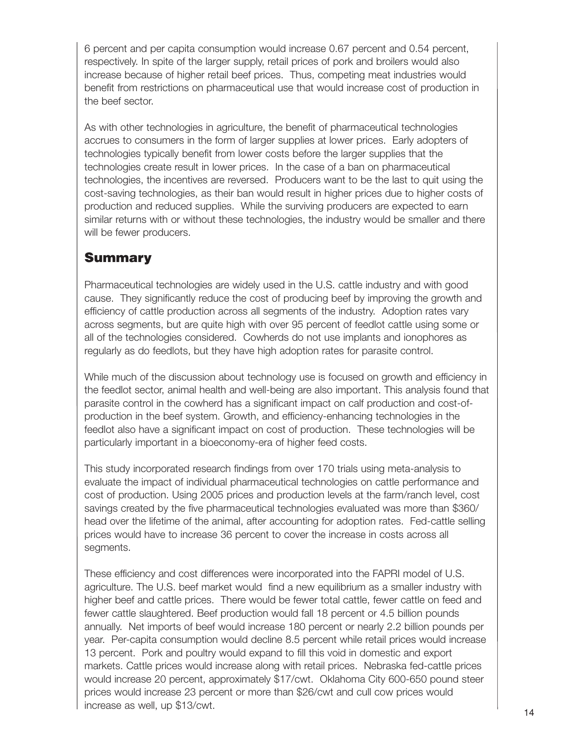6 percent and per capita consumption would increase 0.67 percent and 0.54 percent, respectively. In spite of the larger supply, retail prices of pork and broilers would also increase because of higher retail beef prices. Thus, competing meat industries would benefit from restrictions on pharmaceutical use that would increase cost of production in the beef sector.

As with other technologies in agriculture, the benefit of pharmaceutical technologies accrues to consumers in the form of larger supplies at lower prices. Early adopters of technologies typically benefit from lower costs before the larger supplies that the technologies create result in lower prices. In the case of a ban on pharmaceutical technologies, the incentives are reversed. Producers want to be the last to quit using the cost-saving technologies, as their ban would result in higher prices due to higher costs of production and reduced supplies. While the surviving producers are expected to earn similar returns with or without these technologies, the industry would be smaller and there will be fewer producers.

## Summary

Pharmaceutical technologies are widely used in the U.S. cattle industry and with good cause. They significantly reduce the cost of producing beef by improving the growth and efficiency of cattle production across all segments of the industry. Adoption rates vary across segments, but are quite high with over 95 percent of feedlot cattle using some or all of the technologies considered. Cowherds do not use implants and ionophores as regularly as do feedlots, but they have high adoption rates for parasite control.

While much of the discussion about technology use is focused on growth and efficiency in the feedlot sector, animal health and well-being are also important. This analysis found that parasite control in the cowherd has a significant impact on calf production and cost-of-production in the beef system. Growth, and efficiency-enhancing technologies in the feedlot also have a significant impact on cost of production. These technologies will be particularly important in a bioeconomy-era of higher feed costs.

This study incorporated research findings from over 170 trials using meta-analysis to evaluate the impact of individual pharmaceutical technologies on cattle performance and cost of production. Using 2005 prices and production levels at the farm/ranch level, cost savings created by the five pharmaceutical technologies evaluated was more than $360/head over the lifetime of the animal, after accounting for adoption rates. Fed-cattle selling prices would have to increase 36 percent to cover the increase in costs across all segments.

These efficiency and cost differences were incorporated into the FAPRI model of U.S. agriculture. The U.S. beef market would find a new equilibrium as a smaller industry with higher beef and cattle prices. There would be fewer total cattle, fewer cattle on feed and fewer cattle slaughtered. Beef production would fall 18 percent or 4.5 billion pounds annually. Net imports of beef would increase 180 percent or nearly 2.2 billion pounds per year. Per-capita consumption would decline 8.5 percent while retail prices would increase 13 percent. Pork and poultry would expand to fill this void in domestic and export markets. Cattle prices would increase along with retail prices. Nebraska fed-cattle prices would increase 20 percent, approximately $17/cwt. Oklahoma City 600-650 pound steer prices would increase 23 percent or more than $26/cwt and cull cow prices would increase as well, up $13/cwt.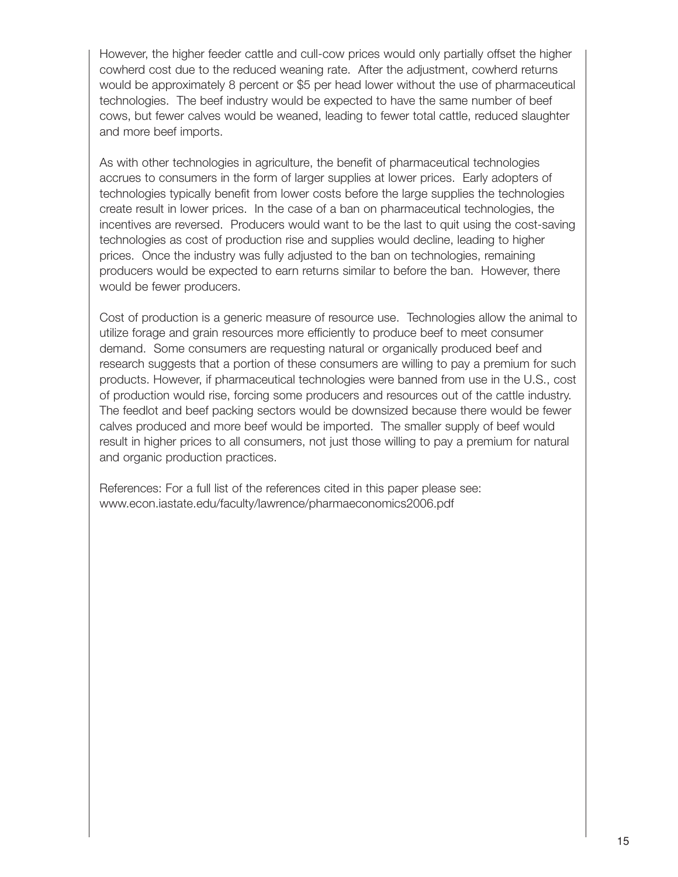However, the higher feeder cattle and cull-cow prices would only partially offset the higher cowherd cost due to the reduced weaning rate. After the adjustment, cowherd returns would be approximately 8 percent or $5 per head lower without the use of pharmaceutical technologies. The beef industry would be expected to have the same number of beef cows, but fewer calves would be weaned, leading to fewer total cattle, reduced slaughter and more beef imports.

As with other technologies in agriculture, the benefit of pharmaceutical technologies accrues to consumers in the form of larger supplies at lower prices. Early adopters of technologies typically benefit from lower costs before the large supplies the technologies create result in lower prices. In the case of a ban on pharmaceutical technologies, the incentives are reversed. Producers would want to be the last to quit using the cost-saving technologies as cost of production rise and supplies would decline, leading to higher prices. Once the industry was fully adjusted to the ban on technologies, remaining producers would be expected to earn returns similar to before the ban. However, there would be fewer producers.

Cost of production is a generic measure of resource use. Technologies allow the animal to utilize forage and grain resources more efficiently to produce beef to meet consumer demand. Some consumers are requesting natural or organically produced beef and research suggests that a portion of these consumers are willing to pay a premium for such products. However, if pharmaceutical technologies were banned from use in the U.S., cost of production would rise, forcing some producers and resources out of the cattle industry. The feedlot and beef packing sectors would be downsized because there would be fewer calves produced and more beef would be imported. The smaller supply of beef would result in higher prices to all consumers, not just those willing to pay a premium for natural and organic production practices.

References: For a full list of the references cited in this paper please see: www.econ.iastate.edu/faculty/lawrence/pharmaeconomics2006.pdf